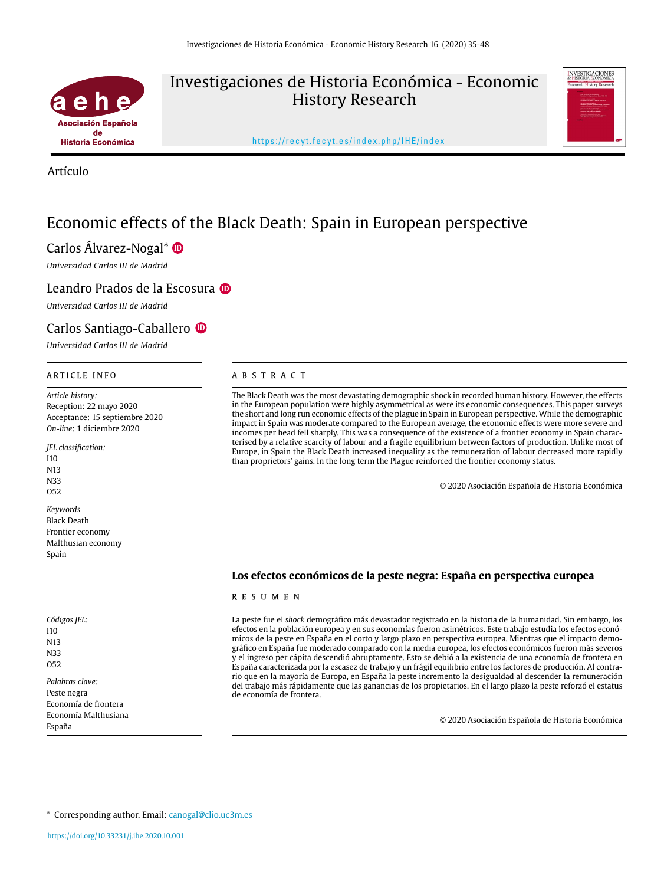Artículo

# Economic effects of the Black Death: Spain in European perspective

Carlos Álvarez-Nogal*

*Universidad Carlos III de Madrid*

Leandro Prados de la Escosura

*Universidad Carlos III de Madrid*

Carlos Santiago-Caballero

*Universidad Carlos III de Madrid*

## ARTICLE INFO

*Article history:*
Reception: 22 mayo 2020
Acceptance: 15 septiembre 2020
*On-line*: 1 diciembre 2020

*JEL classification:*
I10
N13
N33
O52

*Keywords*
Black Death
Frontier economy
Malthusian economy
Spain

## ABSTRACT

The Black Death was the most devastating demographic shock in recorded human history. However, the effects in the European population were highly asymmetrical as were its economic consequences. This paper surveys the short and long run economic effects of the plague in Spain in European perspective. While the demographic impact in Spain was moderate compared to the European average, the economic effects were more severe and incomes per head fell sharply. This was a consequence of the existence of a frontier economy in Spain characterised by a relative scarcity of labour and a fragile equilibrium between factors of production. Unlike most of Europe, in Spain the Black Death increased inequality as the remuneration of labour decreased more rapidly than proprietors' gains. In the long term the Plague reinforced the frontier economy status.

© 2020 Asociación Española de Historia Económica

## Los efectos económicos de la peste negra: España en perspectiva europea

## RESUMEN

La peste fue el *shock* demográfico más devastador registrado en la historia de la humanidad. Sin embargo, los efectos en la población europea y en sus economías fueron asimétricos. Este trabajo estudia los efectos económicos de la peste en España en el corto y largo plazo en perspectiva europea. Mientras que el impacto demográfico en España fue moderado comparado con la media europea, los efectos económicos fueron más severos y el ingreso per cápita descendió abruptamente. Esto se debió a la existencia de una economía de frontera en España caracterizada por la escasez de trabajo y un frágil equilibrio entre los factores de producción. Al contrario que en la mayoría de Europa, en España la peste incremento la desigualdad al descender la remuneración del trabajo más rápidamente que las ganancias de los propietarios. En el largo plazo la peste reforzó el estatus de economía de frontera.

© 2020 Asociación Española de Historia Económica

*Códigos JEL:*
I10
N13
N33
O52

*Palabras clave:*
Peste negra
Economía de frontera
Economía Malthusiana
España

* Corresponding author. Email: canogal@clio.uc3m.es

https://doi.org/10.33231/j.ihe.2020.10.001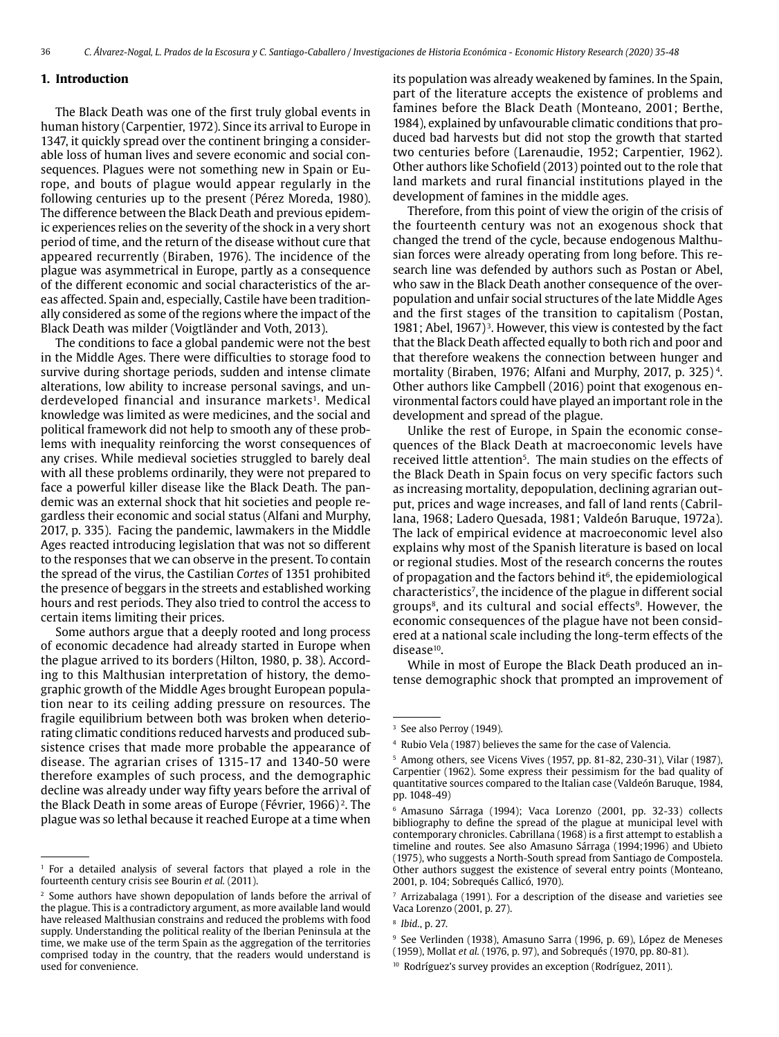## 1. Introduction

The Black Death was one of the first truly global events in human history (Carpentier, 1972). Since its arrival to Europe in 1347, it quickly spread over the continent bringing a considerable loss of human lives and severe economic and social consequences. Plagues were not something new in Spain or Europe, and bouts of plague would appear regularly in the following centuries up to the present (Pérez Moreda, 1980). The difference between the Black Death and previous epidemic experiences relies on the severity of the shock in a very short period of time, and the return of the disease without cure that appeared recurrently (Biraben, 1976). The incidence of the plague was asymmetrical in Europe, partly as a consequence of the different economic and social characteristics of the areas affected. Spain and, especially, Castile have been traditionally considered as some of the regions where the impact of the Black Death was milder (Voigtländer and Voth, 2013).

The conditions to face a global pandemic were not the best in the Middle Ages. There were difficulties to storage food to survive during shortage periods, sudden and intense climate alterations, low ability to increase personal savings, and underdeveloped financial and insurance markets[1]. Medical knowledge was limited as were medicines, and the social and political framework did not help to smooth any of these problems with inequality reinforcing the worst consequences of any crises. While medieval societies struggled to barely deal with all these problems ordinarily, they were not prepared to face a powerful killer disease like the Black Death. The pandemic was an external shock that hit societies and people regardless their economic and social status (Alfani and Murphy, 2017, p. 335). Facing the pandemic, lawmakers in the Middle Ages reacted introducing legislation that was not so different to the responses that we can observe in the present. To contain the spread of the virus, the Castilian *Cortes* of 1351 prohibited the presence of beggars in the streets and established working hours and rest periods. They also tried to control the access to certain items limiting their prices.

Some authors argue that a deeply rooted and long process of economic decadence had already started in Europe when the plague arrived to its borders (Hilton, 1980, p. 38). According to this Malthusian interpretation of history, the demographic growth of the Middle Ages brought European population near to its ceiling adding pressure on resources. The fragile equilibrium between both was broken when deteriorating climatic conditions reduced harvests and produced subsistence crises that made more probable the appearance of disease. The agrarian crises of 1315-17 and 1340-50 were therefore examples of such process, and the demographic decline was already under way fifty years before the arrival of the Black Death in some areas of Europe (Février, 1966)[2]. The plague was so lethal because it reached Europe at a time when its population was already weakened by famines. In the Spain, part of the literature accepts the existence of problems and famines before the Black Death (Monteano, 2001; Berthe, 1984), explained by unfavourable climatic conditions that produced bad harvests but did not stop the growth that started two centuries before (Larenaudie, 1952; Carpentier, 1962). Other authors like Schofield (2013) pointed out to the role that land markets and rural financial institutions played in the development of famines in the middle ages.

Therefore, from this point of view the origin of the crisis of the fourteenth century was not an exogenous shock that changed the trend of the cycle, because endogenous Malthusian forces were already operating from long before. This research line was defended by authors such as Postan or Abel, who saw in the Black Death another consequence of the overpopulation and unfair social structures of the late Middle Ages and the first stages of the transition to capitalism (Postan, 1981; Abel, 1967)[3]. However, this view is contested by the fact that the Black Death affected equally to both rich and poor and that therefore weakens the connection between hunger and mortality (Biraben, 1976; Alfani and Murphy, 2017, p. 325)[4]. Other authors like Campbell (2016) point that exogenous environmental factors could have played an important role in the development and spread of the plague.

Unlike the rest of Europe, in Spain the economic consequences of the Black Death at macroeconomic levels have received little attention[5]. The main studies on the effects of the Black Death in Spain focus on very specific factors such as increasing mortality, depopulation, declining agrarian output, prices and wage increases, and fall of land rents (Cabrillana, 1968; Ladero Quesada, 1981; Valdeón Baruque, 1972a). The lack of empirical evidence at macroeconomic level also explains why most of the Spanish literature is based on local or regional studies. Most of the research concerns the routes of propagation and the factors behind it[6], the epidemiological characteristics[7], the incidence of the plague in different social groups[8], and its cultural and social effects[9]. However, the economic consequences of the plague have not been considered at a national scale including the long-term effects of the disease[10].

While in most of Europe the Black Death produced an intense demographic shock that prompted an improvement of

---

[1] For a detailed analysis of several factors that played a role in the fourteenth century crisis see Bourin *et al.* (2011).

[2] Some authors have shown depopulation of lands before the arrival of the plague. This is a contradictory argument, as more available land would have released Malthusian constrains and reduced the problems with food supply. Understanding the political reality of the Iberian Peninsula at the time, we make use of the term Spain as the aggregation of the territories comprised today in the country, that the readers would understand is used for convenience.

[3] See also Perroy (1949).

[4] Rubio Vela (1987) believes the same for the case of Valencia.

[5] Among others, see Vicens Vives (1957, pp. 81-82, 230-31), Vilar (1987), Carpentier (1962). Some express their pessimism for the bad quality of quantitative sources compared to the Italian case (Valdeón Baruque, 1984, pp. 1048-49)

[6] Amasuno Sárraga (1994); Vaca Lorenzo (2001, pp. 32-33) collects bibliography to define the spread of the plague at municipal level with contemporary chronicles. Cabrillana (1968) is a first attempt to establish a timeline and routes. See also Amasuno Sárraga (1994;1996) and Ubieto (1975), who suggests a North-South spread from Santiago de Compostela. Other authors suggest the existence of several entry points (Monteano, 2001, p. 104; Sobrequés Callicó, 1970).

[7] Arrizabalaga (1991). For a description of the disease and varieties see Vaca Lorenzo (2001, p. 27).

[8] *Ibid.*, p. 27.

[9] See Verlinden (1938), Amasuno Sarra (1996, p. 69), López de Meneses (1959), Mollat *et al.* (1976, p. 97), and Sobrequés (1970, pp. 80-81).

[10] Rodríguez's survey provides an exception (Rodríguez, 2011).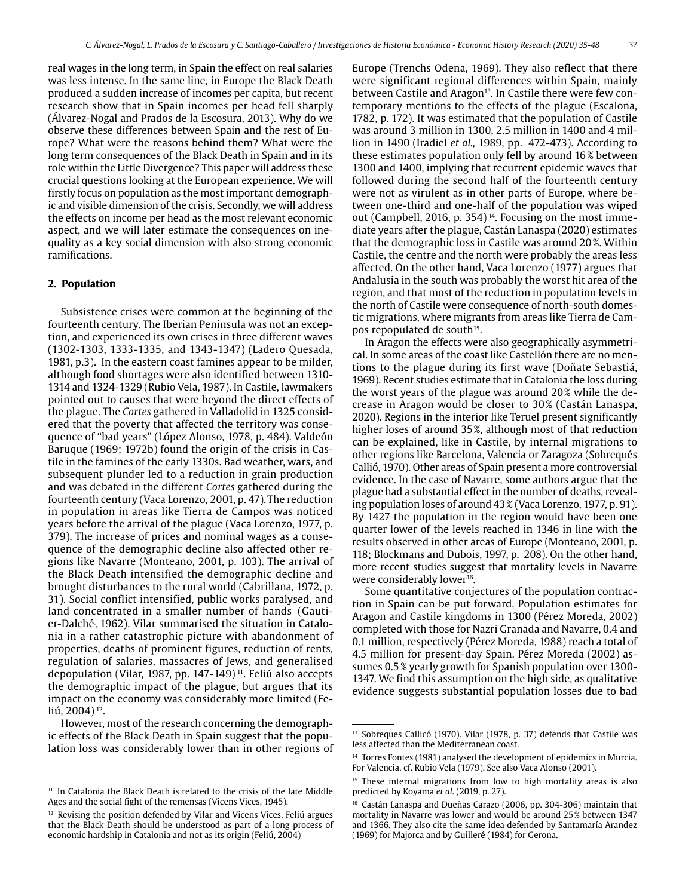real wages in the long term, in Spain the effect on real salaries was less intense. In the same line, in Europe the Black Death produced a sudden increase of incomes per capita, but recent research show that in Spain incomes per head fell sharply (Álvarez-Nogal and Prados de la Escosura, 2013). Why do we observe these differences between Spain and the rest of Europe? What were the reasons behind them? What were the long term consequences of the Black Death in Spain and in its role within the Little Divergence? This paper will address these crucial questions looking at the European experience. We will firstly focus on population as the most important demographic and visible dimension of the crisis. Secondly, we will address the effects on income per head as the most relevant economic aspect, and we will later estimate the consequences on inequality as a key social dimension with also strong economic ramifications.

## 2. Population

Subsistence crises were common at the beginning of the fourteenth century. The Iberian Peninsula was not an exception, and experienced its own crises in three different waves (1302-1303, 1333-1335, and 1343-1347) (Ladero Quesada, 1981, p.3). In the eastern coast famines appear to be milder, although food shortages were also identified between 1310-1314 and 1324-1329 (Rubio Vela, 1987). In Castile, lawmakers pointed out to causes that were beyond the direct effects of the plague. The *Cortes* gathered in Valladolid in 1325 considered that the poverty that affected the territory was consequence of "bad years" (López Alonso, 1978, p. 484). Valdeón Baruque (1969; 1972b) found the origin of the crisis in Castile in the famines of the early 1330s. Bad weather, wars, and subsequent plunder led to a reduction in grain production and was debated in the different *Cortes* gathered during the fourteenth century (Vaca Lorenzo, 2001, p. 47). The reduction in population in areas like Tierra de Campos was noticed years before the arrival of the plague (Vaca Lorenzo, 1977, p. 379). The increase of prices and nominal wages as a consequence of the demographic decline also affected other regions like Navarre (Monteano, 2001, p. 103). The arrival of the Black Death intensified the demographic decline and brought disturbances to the rural world (Cabrillana, 1972, p. 31). Social conflict intensified, public works paralysed, and land concentrated in a smaller number of hands (Gautier-Dalché, 1962). Vilar summarised the situation in Catalonia in a rather catastrophic picture with abandonment of properties, deaths of prominent figures, reduction of rents, regulation of salaries, massacres of Jews, and generalised depopulation (Vilar, 1987, pp. 147-149) [11]. Feliú also accepts the demographic impact of the plague, but argues that its impact on the economy was considerably more limited (Feliú, 2004) [12].

However, most of the research concerning the demographic effects of the Black Death in Spain suggest that the population loss was considerably lower than in other regions of Europe (Trenchs Odena, 1969). They also reflect that there were significant regional differences within Spain, mainly between Castile and Aragon[13]. In Castile there were few contemporary mentions to the effects of the plague (Escalona, 1782, p. 172). It was estimated that the population of Castile was around 3 million in 1300, 2.5 million in 1400 and 4 million in 1490 (Iradiel *et al.,* 1989, pp. 472-473). According to these estimates population only fell by around 16% between 1300 and 1400, implying that recurrent epidemic waves that followed during the second half of the fourteenth century were not as virulent as in other parts of Europe, where between one-third and one-half of the population was wiped out (Campbell, 2016, p. 354) [14]. Focusing on the most immediate years after the plague, Castán Lanaspa (2020) estimates that the demographic loss in Castile was around 20%. Within Castile, the centre and the north were probably the areas less affected. On the other hand, Vaca Lorenzo (1977) argues that Andalusia in the south was probably the worst hit area of the region, and that most of the reduction in population levels in the north of Castile were consequence of north-south domestic migrations, where migrants from areas like Tierra de Campos repopulated de south[15].

In Aragon the effects were also geographically asymmetrical. In some areas of the coast like Castellón there are no mentions to the plague during its first wave (Doñate Sebastiá, 1969). Recent studies estimate that in Catalonia the loss during the worst years of the plague was around 20% while the decrease in Aragon would be closer to 30% (Castán Lanaspa, 2020). Regions in the interior like Teruel present significantly higher loses of around 35%, although most of that reduction can be explained, like in Castile, by internal migrations to other regions like Barcelona, Valencia or Zaragoza (Sobrequés Callió, 1970). Other areas of Spain present a more controversial evidence. In the case of Navarre, some authors argue that the plague had a substantial effect in the number of deaths, revealing population loses of around 43% (Vaca Lorenzo, 1977, p. 91). By 1427 the population in the region would have been one quarter lower of the levels reached in 1346 in line with the results observed in other areas of Europe (Monteano, 2001, p. 118; Blockmans and Dubois, 1997, p. 208). On the other hand, more recent studies suggest that mortality levels in Navarre were considerably lower[16].

Some quantitative conjectures of the population contraction in Spain can be put forward. Population estimates for Aragon and Castile kingdoms in 1300 (Pérez Moreda, 2002) completed with those for Nazri Granada and Navarre, 0.4 and 0.1 million, respectively (Pérez Moreda, 1988) reach a total of 4.5 million for present-day Spain. Pérez Moreda (2002) assumes 0.5% yearly growth for Spanish population over 1300-1347. We find this assumption on the high side, as qualitative evidence suggests substantial population losses due to bad

---

[11] In Catalonia the Black Death is related to the crisis of the late Middle Ages and the social fight of the remensas (Vicens Vices, 1945).

[12] Revising the position defended by Vilar and Vicens Vices, Feliú argues that the Black Death should be understood as part of a long process of economic hardship in Catalonia and not as its origin (Feliú, 2004)

[13] Sobreques Callicó (1970). Vilar (1978, p. 37) defends that Castile was less affected than the Mediterranean coast.

[14] Torres Fontes (1981) analysed the development of epidemics in Murcia. For Valencia, cf. Rubio Vela (1979). See also Vaca Alonso (2001).

[15] These internal migrations from low to high mortality areas is also predicted by Koyama *et al.* (2019, p. 27).

[16] Castán Lanaspa and Dueñas Carazo (2006, pp. 304-306) maintain that mortality in Navarre was lower and would be around 25% between 1347 and 1366. They also cite the same idea defended by Santamaría Arandez (1969) for Majorca and by Guilleré (1984) for Gerona.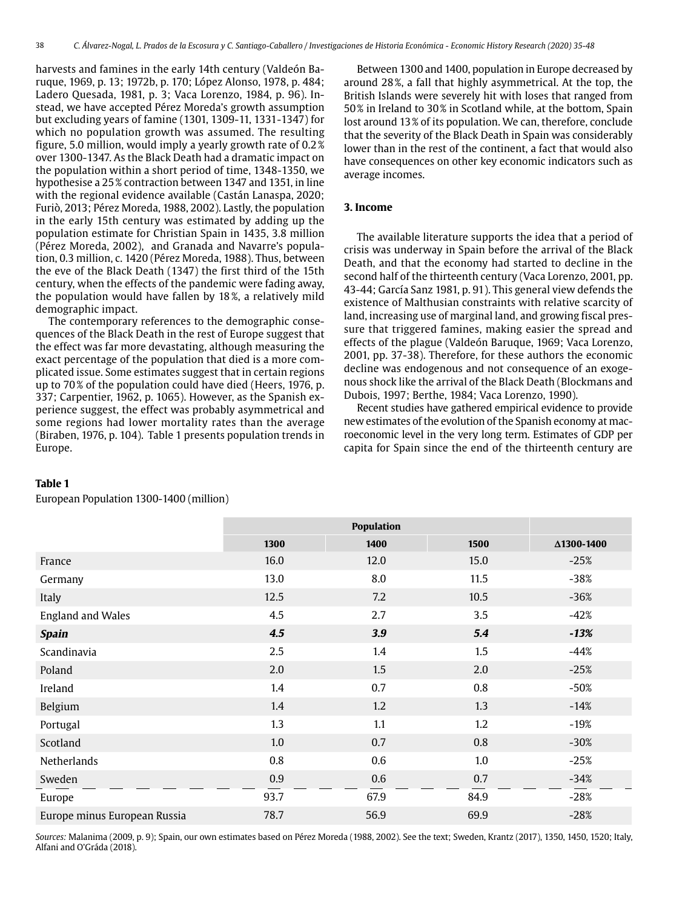harvests and famines in the early 14th century (Valdeón Baruque, 1969, p. 13; 1972b, p. 170; López Alonso, 1978, p. 484; Ladero Quesada, 1981, p. 3; Vaca Lorenzo, 1984, p. 96). Instead, we have accepted Pérez Moreda's growth assumption but excluding years of famine (1301, 1309-11, 1331-1347) for which no population growth was assumed. The resulting figure, 5.0 million, would imply a yearly growth rate of 0.2 % over 1300-1347. As the Black Death had a dramatic impact on the population within a short period of time, 1348-1350, we hypothesise a 25 % contraction between 1347 and 1351, in line with the regional evidence available (Castán Lanaspa, 2020; Furiò, 2013; Pérez Moreda, 1988, 2002). Lastly, the population in the early 15th century was estimated by adding up the population estimate for Christian Spain in 1435, 3.8 million (Pérez Moreda, 2002), and Granada and Navarre's population, 0.3 million, c. 1420 (Pérez Moreda, 1988). Thus, between the eve of the Black Death (1347) the first third of the 15th century, when the effects of the pandemic were fading away, the population would have fallen by 18 %, a relatively mild demographic impact.

The contemporary references to the demographic consequences of the Black Death in the rest of Europe suggest that the effect was far more devastating, although measuring the exact percentage of the population that died is a more complicated issue. Some estimates suggest that in certain regions up to 70 % of the population could have died (Heers, 1976, p. 337; Carpentier, 1962, p. 1065). However, as the Spanish experience suggest, the effect was probably asymmetrical and some regions had lower mortality rates than the average (Biraben, 1976, p. 104). Table 1 presents population trends in Europe.

Between 1300 and 1400, population in Europe decreased by around 28 %, a fall that highly asymmetrical. At the top, the British Islands were severely hit with loses that ranged from 50 % in Ireland to 30 % in Scotland while, at the bottom, Spain lost around 13 % of its population. We can, therefore, conclude that the severity of the Black Death in Spain was considerably lower than in the rest of the continent, a fact that would also have consequences on other key economic indicators such as average incomes.

## 3. Income

The available literature supports the idea that a period of crisis was underway in Spain before the arrival of the Black Death, and that the economy had started to decline in the second half of the thirteenth century (Vaca Lorenzo, 2001, pp. 43-44; García Sanz 1981, p. 91). This general view defends the existence of Malthusian constraints with relative scarcity of land, increasing use of marginal land, and growing fiscal pressure that triggered famines, making easier the spread and effects of the plague (Valdeón Baruque, 1969; Vaca Lorenzo, 2001, pp. 37-38). Therefore, for these authors the economic decline was endogenous and not consequence of an exogenous shock like the arrival of the Black Death (Blockmans and Dubois, 1997; Berthe, 1984; Vaca Lorenzo, 1990).

Recent studies have gathered empirical evidence to provide new estimates of the evolution of the Spanish economy at macroeconomic level in the very long term. Estimates of GDP per capita for Spain since the end of the thirteenth century are

**Table 1**

European Population 1300-1400 (million)

| | Population | | | |
|---|---|---|---|---|
| | 1300 | 1400 | 1500 | ∆1300-1400 |
| France | 16.0 | 12.0 | 15.0 | -25% |
| Germany | 13.0 | 8.0 | 11.5 | -38% |
| Italy | 12.5 | 7.2 | 10.5 | -36% |
| England and Wales | 4.5 | 2.7 | 3.5 | -42% |
| ***Spain*** | ***4.5*** | ***3.9*** | ***5.4*** | ***-13%*** |
| Scandinavia | 2.5 | 1.4 | 1.5 | -44% |
| Poland | 2.0 | 1.5 | 2.0 | -25% |
| Ireland | 1.4 | 0.7 | 0.8 | -50% |
| Belgium | 1.4 | 1.2 | 1.3 | -14% |
| Portugal | 1.3 | 1.1 | 1.2 | -19% |
| Scotland | 1.0 | 0.7 | 0.8 | -30% |
| Netherlands | 0.8 | 0.6 | 1.0 | -25% |
| Sweden | 0.9 | 0.6 | 0.7 | -34% |
| Europe | 93.7 | 67.9 | 84.9 | -28% |
| Europe minus European Russia | 78.7 | 56.9 | 69.9 | -28% |

*Sources:* Malanima (2009, p. 9); Spain, our own estimates based on Pérez Moreda (1988, 2002). See the text; Sweden, Krantz (2017), 1350, 1450, 1520; Italy, Alfani and O'Gráda (2018).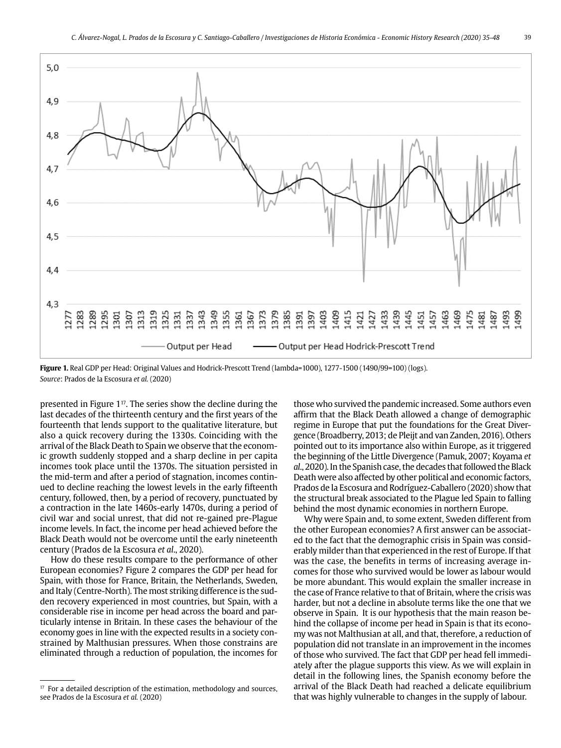**Figure 1.** Real GDP per Head: Original Values and Hodrick-Prescott Trend (lambda=1000), 1277-1500 (1490/99=100) (logs).
*Source*: Prados de la Escosura *et al.* (2020)

presented in Figure 1[17]. The series show the decline during the last decades of the thirteenth century and the first years of the fourteenth that lends support to the qualitative literature, but also a quick recovery during the 1330s. Coinciding with the arrival of the Black Death to Spain we observe that the economic growth suddenly stopped and a sharp decline in per capita incomes took place until the 1370s. The situation persisted in the mid-term and after a period of stagnation, incomes continued to decline reaching the lowest levels in the early fifteenth century, followed, then, by a period of recovery, punctuated by a contraction in the late 1460s-early 1470s, during a period of civil war and social unrest, that did not re-gained pre-Plague income levels. In fact, the income per head achieved before the Black Death would not be overcome until the early nineteenth century (Prados de la Escosura *et al*., 2020).

How do these results compare to the performance of other European economies? Figure 2 compares the GDP per head for Spain, with those for France, Britain, the Netherlands, Sweden, and Italy (Centre-North). The most striking difference is the sudden recovery experienced in most countries, but Spain, with a considerable rise in income per head across the board and particularly intense in Britain. In these cases the behaviour of the economy goes in line with the expected results in a society constrained by Malthusian pressures. When those constrains are eliminated through a reduction of population, the incomes for those who survived the pandemic increased. Some authors even affirm that the Black Death allowed a change of demographic regime in Europe that put the foundations for the Great Divergence (Broadberry, 2013; de Pleijt and van Zanden, 2016). Others pointed out to its importance also within Europe, as it triggered the beginning of the Little Divergence (Pamuk, 2007; Koyama *et al*., 2020). In the Spanish case, the decades that followed the Black Death were also affected by other political and economic factors, Prados de la Escosura and Rodríguez-Caballero (2020) show that the structural break associated to the Plague led Spain to falling behind the most dynamic economies in northern Europe.

Why were Spain and, to some extent, Sweden different from the other European economies? A first answer can be associated to the fact that the demographic crisis in Spain was considerably milder than that experienced in the rest of Europe. If that was the case, the benefits in terms of increasing average incomes for those who survived would be lower as labour would be more abundant. This would explain the smaller increase in the case of France relative to that of Britain, where the crisis was harder, but not a decline in absolute terms like the one that we observe in Spain. It is our hypothesis that the main reason behind the collapse of income per head in Spain is that its economy was not Malthusian at all, and that, therefore, a reduction of population did not translate in an improvement in the incomes of those who survived. The fact that GDP per head fell immediately after the plague supports this view. As we will explain in detail in the following lines, the Spanish economy before the arrival of the Black Death had reached a delicate equilibrium that was highly vulnerable to changes in the supply of labour.

[17] For a detailed description of the estimation, methodology and sources, see Prados de la Escosura *et al.* (2020)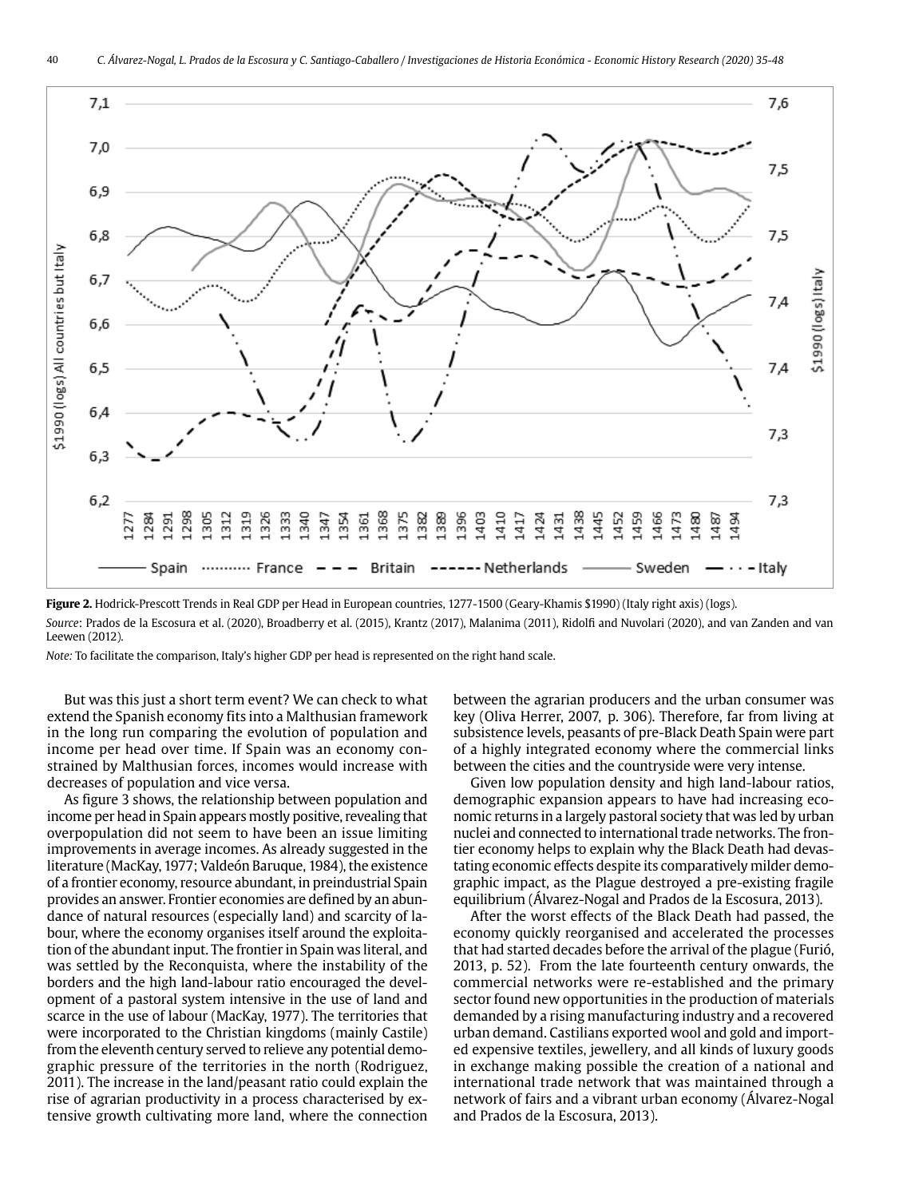**Figure 2.** Hodrick-Prescott Trends in Real GDP per Head in European countries, 1277-1500 (Geary-Khamis $1990) (Italy right axis) (logs).

*Source*: Prados de la Escosura et al. (2020), Broadberry et al. (2015), Krantz (2017), Malanima (2011), Ridolfi and Nuvolari (2020), and van Zanden and van Leewen (2012).

*Note:* To facilitate the comparison, Italy's higher GDP per head is represented on the right hand scale.

But was this just a short term event? We can check to what extend the Spanish economy fits into a Malthusian framework in the long run comparing the evolution of population and income per head over time. If Spain was an economy constrained by Malthusian forces, incomes would increase with decreases of population and vice versa.

As figure 3 shows, the relationship between population and income per head in Spain appears mostly positive, revealing that overpopulation did not seem to have been an issue limiting improvements in average incomes. As already suggested in the literature (MacKay, 1977; Valdeón Baruque, 1984), the existence of a frontier economy, resource abundant, in preindustrial Spain provides an answer. Frontier economies are defined by an abundance of natural resources (especially land) and scarcity of labour, where the economy organises itself around the exploitation of the abundant input. The frontier in Spain was literal, and was settled by the Reconquista, where the instability of the borders and the high land-labour ratio encouraged the development of a pastoral system intensive in the use of land and scarce in the use of labour (MacKay, 1977). The territories that were incorporated to the Christian kingdoms (mainly Castile) from the eleventh century served to relieve any potential demographic pressure of the territories in the north (Rodriguez, 2011). The increase in the land/peasant ratio could explain the rise of agrarian productivity in a process characterised by extensive growth cultivating more land, where the connection between the agrarian producers and the urban consumer was key (Oliva Herrer, 2007, p. 306). Therefore, far from living at subsistence levels, peasants of pre-Black Death Spain were part of a highly integrated economy where the commercial links between the cities and the countryside were very intense.

Given low population density and high land-labour ratios, demographic expansion appears to have had increasing economic returns in a largely pastoral society that was led by urban nuclei and connected to international trade networks. The frontier economy helps to explain why the Black Death had devastating economic effects despite its comparatively milder demographic impact, as the Plague destroyed a pre-existing fragile equilibrium (Álvarez-Nogal and Prados de la Escosura, 2013).

After the worst effects of the Black Death had passed, the economy quickly reorganised and accelerated the processes that had started decades before the arrival of the plague (Furió, 2013, p. 52). From the late fourteenth century onwards, the commercial networks were re-established and the primary sector found new opportunities in the production of materials demanded by a rising manufacturing industry and a recovered urban demand. Castilians exported wool and gold and imported expensive textiles, jewellery, and all kinds of luxury goods in exchange making possible the creation of a national and international trade network that was maintained through a network of fairs and a vibrant urban economy (Álvarez-Nogal and Prados de la Escosura, 2013).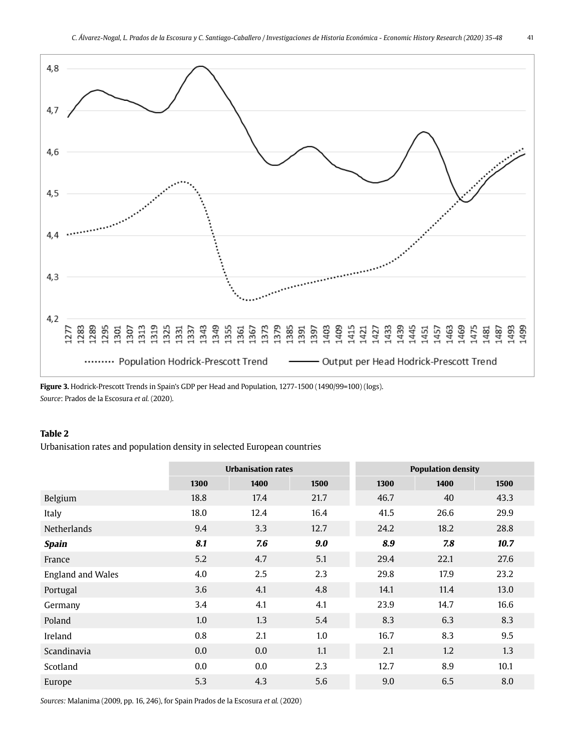**Figure 3.** Hodrick-Prescott Trends in Spain's GDP per Head and Population, 1277-1500 (1490/99=100) (logs).
*Source*: Prados de la Escosura *et al.* (2020).

**Table 2**
Urbanisation rates and population density in selected European countries

| | Urbanisation rates | | | Population density | | |
|---|---|---|---|---|---|---|
| | 1300 | 1400 | 1500 | 1300 | 1400 | 1500 |
| Belgium | 18.8 | 17.4 | 21.7 | 46.7 | 40 | 43.3 |
| Italy | 18.0 | 12.4 | 16.4 | 41.5 | 26.6 | 29.9 |
| Netherlands | 9.4 | 3.3 | 12.7 | 24.2 | 18.2 | 28.8 |
| ***Spain*** | ***8.1*** | ***7.6*** | ***9.0*** | ***8.9*** | ***7.8*** | ***10.7*** |
| France | 5.2 | 4.7 | 5.1 | 29.4 | 22.1 | 27.6 |
| England and Wales | 4.0 | 2.5 | 2.3 | 29.8 | 17.9 | 23.2 |
| Portugal | 3.6 | 4.1 | 4.8 | 14.1 | 11.4 | 13.0 |
| Germany | 3.4 | 4.1 | 4.1 | 23.9 | 14.7 | 16.6 |
| Poland | 1.0 | 1.3 | 5.4 | 8.3 | 6.3 | 8.3 |
| Ireland | 0.8 | 2.1 | 1.0 | 16.7 | 8.3 | 9.5 |
| Scandinavia | 0.0 | 0.0 | 1.1 | 2.1 | 1.2 | 1.3 |
| Scotland | 0.0 | 0.0 | 2.3 | 12.7 | 8.9 | 10.1 |
| Europe | 5.3 | 4.3 | 5.6 | 9.0 | 6.5 | 8.0 |

*Sources:* Malanima (2009, pp. 16, 246), for Spain Prados de la Escosura *et al.* (2020)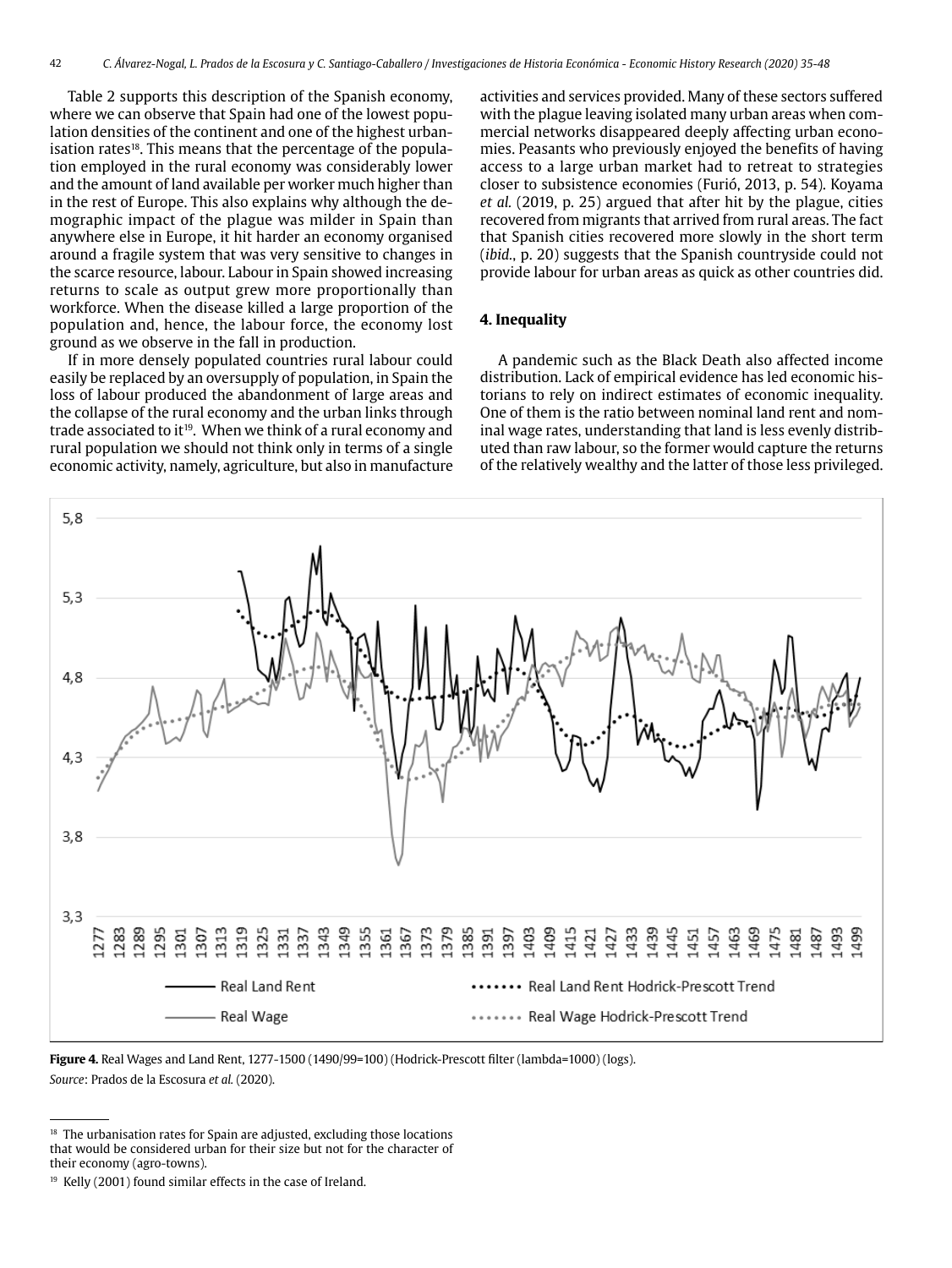Table 2 supports this description of the Spanish economy, where we can observe that Spain had one of the lowest population densities of the continent and one of the highest urbanisation rates[18]. This means that the percentage of the population employed in the rural economy was considerably lower and the amount of land available per worker much higher than in the rest of Europe. This also explains why although the demographic impact of the plague was milder in Spain than anywhere else in Europe, it hit harder an economy organised around a fragile system that was very sensitive to changes in the scarce resource, labour. Labour in Spain showed increasing returns to scale as output grew more proportionally than workforce. When the disease killed a large proportion of the population and, hence, the labour force, the economy lost ground as we observe in the fall in production.

If in more densely populated countries rural labour could easily be replaced by an oversupply of population, in Spain the loss of labour produced the abandonment of large areas and the collapse of the rural economy and the urban links through trade associated to it[19]. When we think of a rural economy and rural population we should not think only in terms of a single economic activity, namely, agriculture, but also in manufacture activities and services provided. Many of these sectors suffered with the plague leaving isolated many urban areas when commercial networks disappeared deeply affecting urban economies. Peasants who previously enjoyed the benefits of having access to a large urban market had to retreat to strategies closer to subsistence economies (Furió, 2013, p. 54). Koyama *et al.* (2019, p. 25) argued that after hit by the plague, cities recovered from migrants that arrived from rural areas. The fact that Spanish cities recovered more slowly in the short term (*ibid.*, p. 20) suggests that the Spanish countryside could not provide labour for urban areas as quick as other countries did.

## 4. Inequality

A pandemic such as the Black Death also affected income distribution. Lack of empirical evidence has led economic historians to rely on indirect estimates of economic inequality. One of them is the ratio between nominal land rent and nominal wage rates, understanding that land is less evenly distributed than raw labour, so the former would capture the returns of the relatively wealthy and the latter of those less privileged.

**Figure 4.** Real Wages and Land Rent, 1277-1500 (1490/99=100) (Hodrick-Prescott filter (lambda=1000) (logs).

*Source*: Prados de la Escosura *et al.* (2020).

[18] The urbanisation rates for Spain are adjusted, excluding those locations that would be considered urban for their size but not for the character of their economy (agro-towns).

[19] Kelly (2001) found similar effects in the case of Ireland.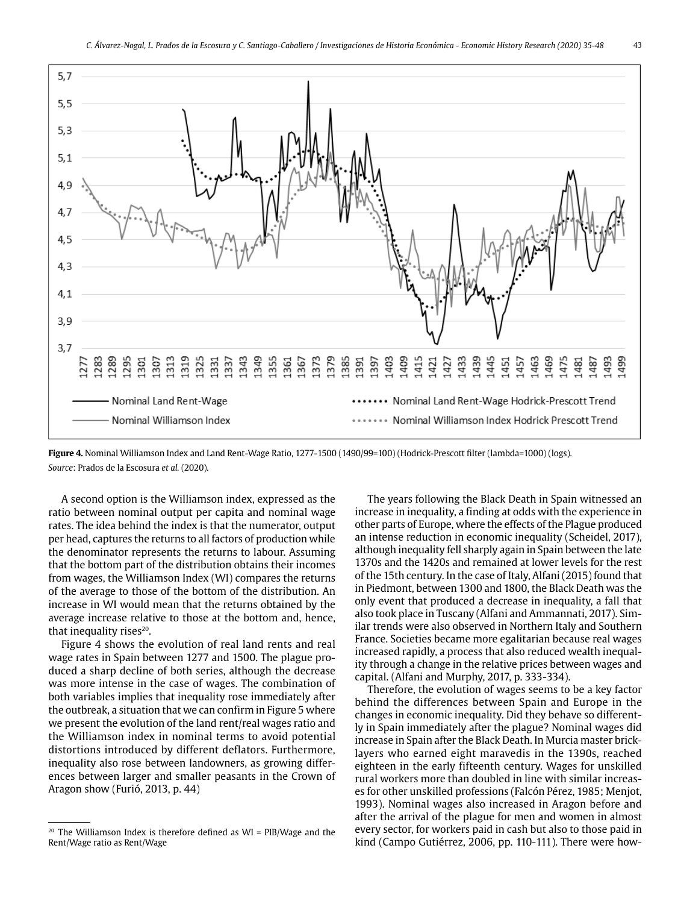**Figure 4.** Nominal Williamson Index and Land Rent-Wage Ratio, 1277-1500 (1490/99=100) (Hodrick-Prescott filter (lambda=1000) (logs).
*Source*: Prados de la Escosura *et al.* (2020).

A second option is the Williamson index, expressed as the ratio between nominal output per capita and nominal wage rates. The idea behind the index is that the numerator, output per head, captures the returns to all factors of production while the denominator represents the returns to labour. Assuming that the bottom part of the distribution obtains their incomes from wages, the Williamson Index (WI) compares the returns of the average to those of the bottom of the distribution. An increase in WI would mean that the returns obtained by the average increase relative to those at the bottom and, hence, that inequality rises[20].

Figure 4 shows the evolution of real land rents and real wage rates in Spain between 1277 and 1500. The plague produced a sharp decline of both series, although the decrease was more intense in the case of wages. The combination of both variables implies that inequality rose immediately after the outbreak, a situation that we can confirm in Figure 5 where we present the evolution of the land rent/real wages ratio and the Williamson index in nominal terms to avoid potential distortions introduced by different deflators. Furthermore, inequality also rose between landowners, as growing differences between larger and smaller peasants in the Crown of Aragon show (Furió, 2013, p. 44)

The years following the Black Death in Spain witnessed an increase in inequality, a finding at odds with the experience in other parts of Europe, where the effects of the Plague produced an intense reduction in economic inequality (Scheidel, 2017), although inequality fell sharply again in Spain between the late 1370s and the 1420s and remained at lower levels for the rest of the 15th century. In the case of Italy, Alfani (2015) found that in Piedmont, between 1300 and 1800, the Black Death was the only event that produced a decrease in inequality, a fall that also took place in Tuscany (Alfani and Ammannati, 2017). Similar trends were also observed in Northern Italy and Southern France. Societies became more egalitarian because real wages increased rapidly, a process that also reduced wealth inequality through a change in the relative prices between wages and capital. (Alfani and Murphy, 2017, p. 333-334).

Therefore, the evolution of wages seems to be a key factor behind the differences between Spain and Europe in the changes in economic inequality. Did they behave so differently in Spain immediately after the plague? Nominal wages did increase in Spain after the Black Death. In Murcia master bricklayers who earned eight maravedis in the 1390s, reached eighteen in the early fifteenth century. Wages for unskilled rural workers more than doubled in line with similar increases for other unskilled professions (Falcón Pérez, 1985; Menjot, 1993). Nominal wages also increased in Aragon before and after the arrival of the plague for men and women in almost every sector, for workers paid in cash but also to those paid in kind (Campo Gutiérrez, 2006, pp. 110-111). There were how-

[20] The Williamson Index is therefore defined as WI = PIB/Wage and the Rent/Wage ratio as Rent/Wage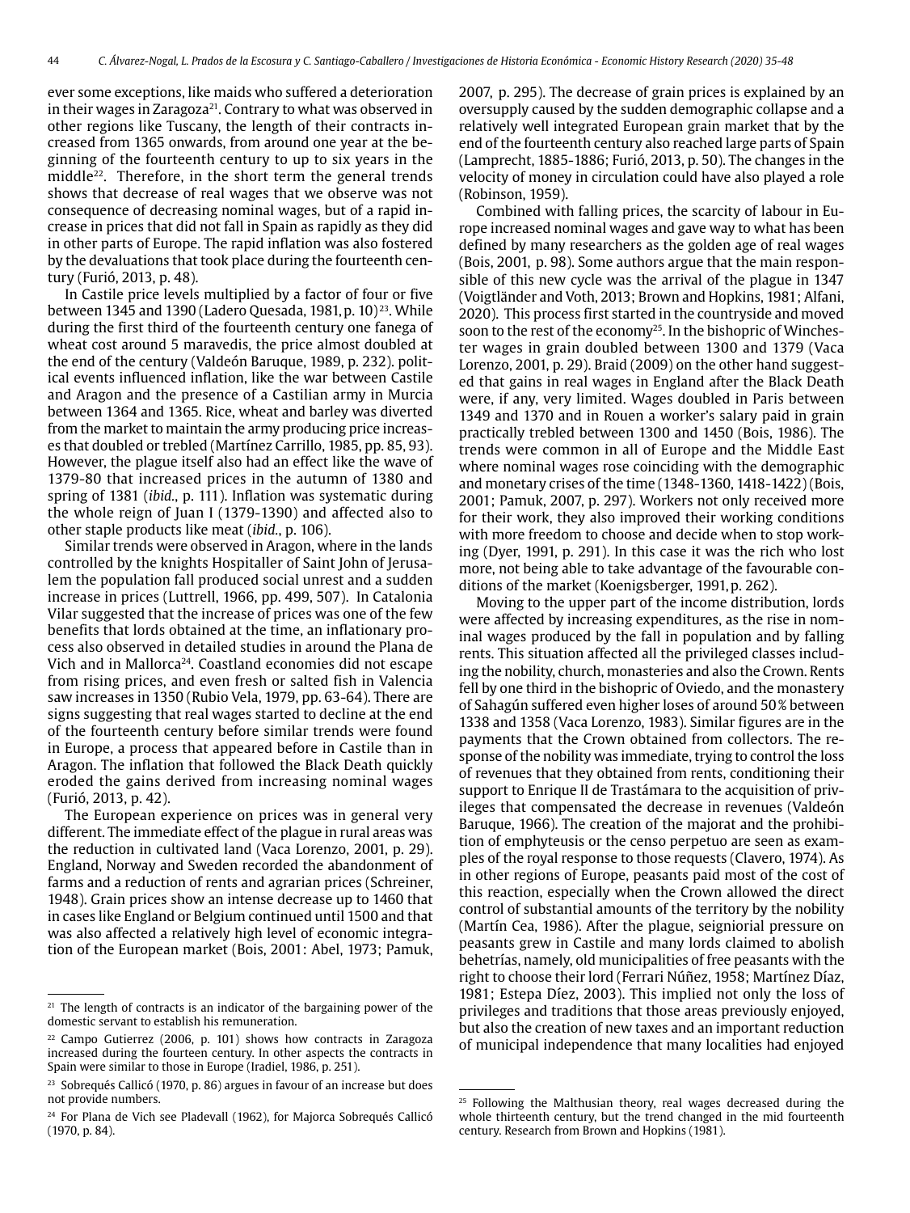ever some exceptions, like maids who suffered a deterioration in their wages in Zaragoza[21]. Contrary to what was observed in other regions like Tuscany, the length of their contracts increased from 1365 onwards, from around one year at the beginning of the fourteenth century to up to six years in the middle[22]. Therefore, in the short term the general trends shows that decrease of real wages that we observe was not consequence of decreasing nominal wages, but of a rapid increase in prices that did not fall in Spain as rapidly as they did in other parts of Europe. The rapid inflation was also fostered by the devaluations that took place during the fourteenth century (Furió, 2013, p. 48).

In Castile price levels multiplied by a factor of four or five between 1345 and 1390 (Ladero Quesada, 1981, p. 10)[23]. While during the first third of the fourteenth century one fanega of wheat cost around 5 maravedis, the price almost doubled at the end of the century (Valdeón Baruque, 1989, p. 232). political events influenced inflation, like the war between Castile and Aragon and the presence of a Castilian army in Murcia between 1364 and 1365. Rice, wheat and barley was diverted from the market to maintain the army producing price increases that doubled or trebled (Martínez Carrillo, 1985, pp. 85, 93). However, the plague itself also had an effect like the wave of 1379-80 that increased prices in the autumn of 1380 and spring of 1381 (*ibid.*, p. 111). Inflation was systematic during the whole reign of Juan I (1379-1390) and affected also to other staple products like meat (*ibid.*, p. 106).

Similar trends were observed in Aragon, where in the lands controlled by the knights Hospitaller of Saint John of Jerusalem the population fall produced social unrest and a sudden increase in prices (Luttrell, 1966, pp. 499, 507). In Catalonia Vilar suggested that the increase of prices was one of the few benefits that lords obtained at the time, an inflationary process also observed in detailed studies in around the Plana de Vich and in Mallorca[24]. Coastland economies did not escape from rising prices, and even fresh or salted fish in Valencia saw increases in 1350 (Rubio Vela, 1979, pp. 63-64). There are signs suggesting that real wages started to decline at the end of the fourteenth century before similar trends were found in Europe, a process that appeared before in Castile than in Aragon. The inflation that followed the Black Death quickly eroded the gains derived from increasing nominal wages (Furió, 2013, p. 42).

The European experience on prices was in general very different. The immediate effect of the plague in rural areas was the reduction in cultivated land (Vaca Lorenzo, 2001, p. 29). England, Norway and Sweden recorded the abandonment of farms and a reduction of rents and agrarian prices (Schreiner, 1948). Grain prices show an intense decrease up to 1460 that in cases like England or Belgium continued until 1500 and that was also affected a relatively high level of economic integration of the European market (Bois, 2001: Abel, 1973; Pamuk, 2007, p. 295). The decrease of grain prices is explained by an oversupply caused by the sudden demographic collapse and a relatively well integrated European grain market that by the end of the fourteenth century also reached large parts of Spain (Lamprecht, 1885-1886; Furió, 2013, p. 50). The changes in the velocity of money in circulation could have also played a role (Robinson, 1959).

Combined with falling prices, the scarcity of labour in Europe increased nominal wages and gave way to what has been defined by many researchers as the golden age of real wages (Bois, 2001, p. 98). Some authors argue that the main responsible of this new cycle was the arrival of the plague in 1347 (Voigtländer and Voth, 2013; Brown and Hopkins, 1981; Alfani, 2020). This process first started in the countryside and moved soon to the rest of the economy[25]. In the bishopric of Winchester wages in grain doubled between 1300 and 1379 (Vaca Lorenzo, 2001, p. 29). Braid (2009) on the other hand suggested that gains in real wages in England after the Black Death were, if any, very limited. Wages doubled in Paris between 1349 and 1370 and in Rouen a worker's salary paid in grain practically trebled between 1300 and 1450 (Bois, 1986). The trends were common in all of Europe and the Middle East where nominal wages rose coinciding with the demographic and monetary crises of the time (1348-1360, 1418-1422) (Bois, 2001; Pamuk, 2007, p. 297). Workers not only received more for their work, they also improved their working conditions with more freedom to choose and decide when to stop working (Dyer, 1991, p. 291). In this case it was the rich who lost more, not being able to take advantage of the favourable conditions of the market (Koenigsberger, 1991, p. 262).

Moving to the upper part of the income distribution, lords were affected by increasing expenditures, as the rise in nominal wages produced by the fall in population and by falling rents. This situation affected all the privileged classes including the nobility, church, monasteries and also the Crown. Rents fell by one third in the bishopric of Oviedo, and the monastery of Sahagún suffered even higher loses of around 50 % between 1338 and 1358 (Vaca Lorenzo, 1983). Similar figures are in the payments that the Crown obtained from collectors. The response of the nobility was immediate, trying to control the loss of revenues that they obtained from rents, conditioning their support to Enrique II de Trastámara to the acquisition of privileges that compensated the decrease in revenues (Valdeón Baruque, 1966). The creation of the majorat and the prohibition of emphyteusis or the censo perpetuo are seen as examples of the royal response to those requests (Clavero, 1974). As in other regions of Europe, peasants paid most of the cost of this reaction, especially when the Crown allowed the direct control of substantial amounts of the territory by the nobility (Martín Cea, 1986). After the plague, seigniorial pressure on peasants grew in Castile and many lords claimed to abolish behetrías, namely, old municipalities of free peasants with the right to choose their lord (Ferrari Núñez, 1958; Martínez Díaz, 1981; Estepa Díez, 2003). This implied not only the loss of privileges and traditions that those areas previously enjoyed, but also the creation of new taxes and an important reduction of municipal independence that many localities had enjoyed

---

[21] The length of contracts is an indicator of the bargaining power of the domestic servant to establish his remuneration.

[22] Campo Gutierrez (2006, p. 101) shows how contracts in Zaragoza increased during the fourteen century. In other aspects the contracts in Spain were similar to those in Europe (Iradiel, 1986, p. 251).

[23] Sobrequés Callicó (1970, p. 86) argues in favour of an increase but does not provide numbers.

[24] For Plana de Vich see Pladevall (1962), for Majorca Sobrequés Callicó (1970, p. 84).

[25] Following the Malthusian theory, real wages decreased during the whole thirteenth century, but the trend changed in the mid fourteenth century. Research from Brown and Hopkins (1981).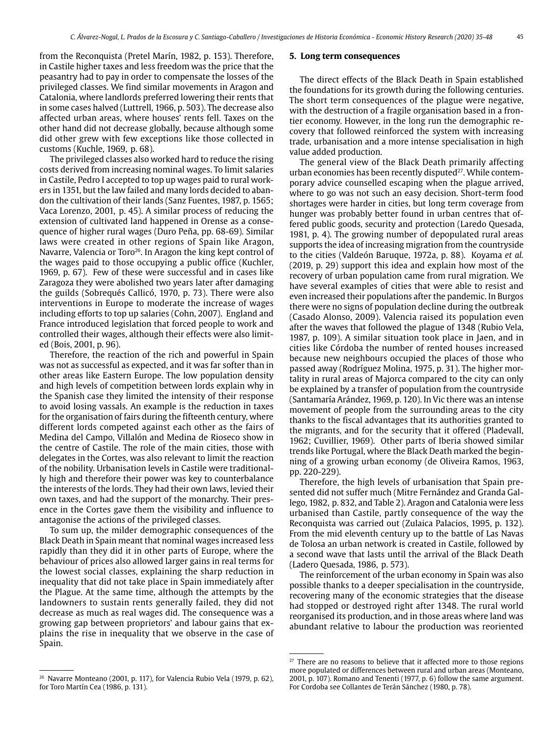from the Reconquista (Pretel Marín, 1982, p. 153). Therefore, in Castile higher taxes and less freedom was the price that the peasantry had to pay in order to compensate the losses of the privileged classes. We find similar movements in Aragon and Catalonia, where landlords preferred lowering their rents that in some cases halved (Luttrell, 1966, p. 503). The decrease also affected urban areas, where houses' rents fell. Taxes on the other hand did not decrease globally, because although some did other grew with few exceptions like those collected in customs (Kuchle, 1969, p. 68).

The privileged classes also worked hard to reduce the rising costs derived from increasing nominal wages. To limit salaries in Castile, Pedro I accepted to top up wages paid to rural workers in 1351, but the law failed and many lords decided to abandon the cultivation of their lands (Sanz Fuentes, 1987, p. 1565; Vaca Lorenzo, 2001, p. 45). A similar process of reducing the extension of cultivated land happened in Orense as a consequence of higher rural wages (Duro Peña, pp. 68-69). Similar laws were created in other regions of Spain like Aragon, Navarre, Valencia or Toro[26]. In Aragon the king kept control of the wages paid to those occupying a public office (Kuchler, 1969, p. 67). Few of these were successful and in cases like Zaragoza they were abolished two years later after damaging the guilds (Sobrequés Callicó, 1970, p. 73). There were also interventions in Europe to moderate the increase of wages including efforts to top up salaries (Cohn, 2007). England and France introduced legislation that forced people to work and controlled their wages, although their effects were also limited (Bois, 2001, p. 96).

Therefore, the reaction of the rich and powerful in Spain was not as successful as expected, and it was far softer than in other areas like Eastern Europe. The low population density and high levels of competition between lords explain why in the Spanish case they limited the intensity of their response to avoid losing vassals. An example is the reduction in taxes for the organisation of fairs during the fifteenth century, where different lords competed against each other as the fairs of Medina del Campo, Villalón and Medina de Rioseco show in the centre of Castile. The role of the main cities, those with delegates in the Cortes, was also relevant to limit the reaction of the nobility. Urbanisation levels in Castile were traditionally high and therefore their power was key to counterbalance the interests of the lords. They had their own laws, levied their own taxes, and had the support of the monarchy. Their presence in the Cortes gave them the visibility and influence to antagonise the actions of the privileged classes.

To sum up, the milder demographic consequences of the Black Death in Spain meant that nominal wages increased less rapidly than they did it in other parts of Europe, where the behaviour of prices also allowed larger gains in real terms for the lowest social classes, explaining the sharp reduction in inequality that did not take place in Spain immediately after the Plague. At the same time, although the attempts by the landowners to sustain rents generally failed, they did not decrease as much as real wages did. The consequence was a growing gap between proprietors' and labour gains that explains the rise in inequality that we observe in the case of Spain.

## 5. Long term consequences

The direct effects of the Black Death in Spain established the foundations for its growth during the following centuries. The short term consequences of the plague were negative, with the destruction of a fragile organisation based in a frontier economy. However, in the long run the demographic recovery that followed reinforced the system with increasing trade, urbanisation and a more intense specialisation in high value added production.

The general view of the Black Death primarily affecting urban economies has been recently disputed[27]. While contemporary advice counselled escaping when the plague arrived, where to go was not such an easy decision. Short-term food shortages were harder in cities, but long term coverage from hunger was probably better found in urban centres that offered public goods, security and protection (Laredo Quesada, 1981, p. 4). The growing number of depopulated rural areas supports the idea of increasing migration from the countryside to the cities (Valdeón Baruque, 1972a, p. 88). Koyama *et al.* (2019, p. 29) support this idea and explain how most of the recovery of urban population came from rural migration. We have several examples of cities that were able to resist and even increased their populations after the pandemic. In Burgos there were no signs of population decline during the outbreak (Casado Alonso, 2009). Valencia raised its population even after the waves that followed the plague of 1348 (Rubio Vela, 1987, p. 109). A similar situation took place in Jaen, and in cities like Córdoba the number of rented houses increased because new neighbours occupied the places of those who passed away (Rodríguez Molina, 1975, p. 31). The higher mortality in rural areas of Majorca compared to the city can only be explained by a transfer of population from the countryside (Santamaría Arández, 1969, p. 120). In Vic there was an intense movement of people from the surrounding areas to the city thanks to the fiscal advantages that its authorities granted to the migrants, and for the security that it offered (Pladevall, 1962; Cuvillier, 1969). Other parts of Iberia showed similar trends like Portugal, where the Black Death marked the beginning of a growing urban economy (de Oliveira Ramos, 1963, pp. 220-229).

Therefore, the high levels of urbanisation that Spain presented did not suffer much (Mitre Fernández and Granda Gallego, 1982, p. 832, and Table 2). Aragon and Catalonia were less urbanised than Castile, partly consequence of the way the Reconquista was carried out (Zulaica Palacios, 1995, p. 132). From the mid eleventh century up to the battle of Las Navas de Tolosa an urban network is created in Castile, followed by a second wave that lasts until the arrival of the Black Death (Ladero Quesada, 1986, p. 573).

The reinforcement of the urban economy in Spain was also possible thanks to a deeper specialisation in the countryside, recovering many of the economic strategies that the disease had stopped or destroyed right after 1348. The rural world reorganised its production, and in those areas where land was abundant relative to labour the production was reoriented

---

[26] Navarre Monteano (2001, p. 117), for Valencia Rubio Vela (1979, p. 62), for Toro Martín Cea (1986, p. 131).

[27] There are no reasons to believe that it affected more to those regions more populated or differences between rural and urban areas (Monteano, 2001, p. 107). Romano and Tenenti (1977, p. 6) follow the same argument. For Cordoba see Collantes de Terán Sánchez (1980, p. 78).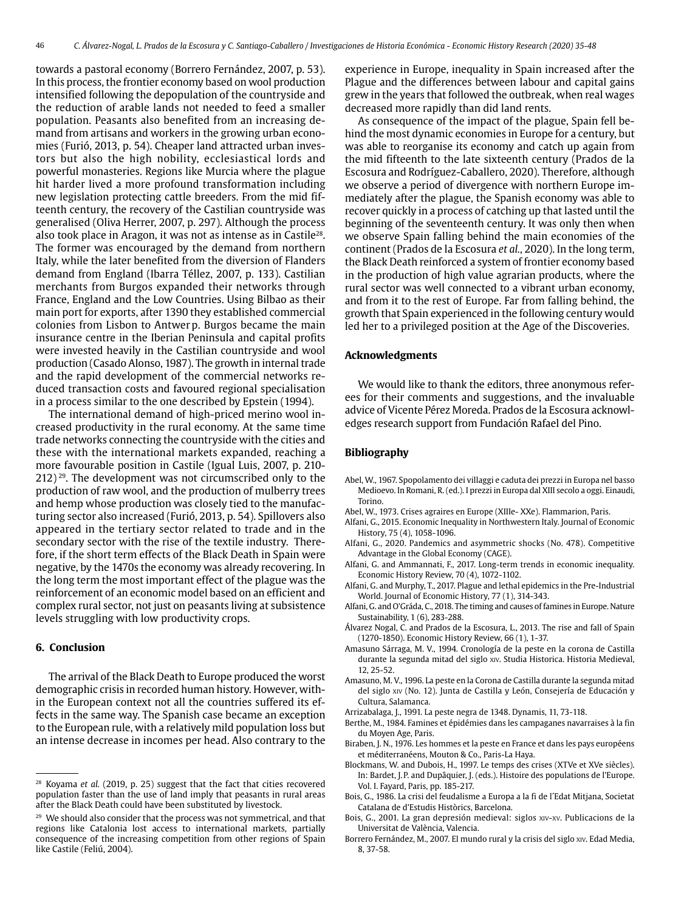towards a pastoral economy (Borrero Fernández, 2007, p. 53). In this process, the frontier economy based on wool production intensified following the depopulation of the countryside and the reduction of arable lands not needed to feed a smaller population. Peasants also benefited from an increasing demand from artisans and workers in the growing urban economies (Furió, 2013, p. 54). Cheaper land attracted urban investors but also the high nobility, ecclesiastical lords and powerful monasteries. Regions like Murcia where the plague hit harder lived a more profound transformation including new legislation protecting cattle breeders. From the mid fifteenth century, the recovery of the Castilian countryside was generalised (Oliva Herrer, 2007, p. 297). Although the process also took place in Aragon, it was not as intense as in Castile[28]. The former was encouraged by the demand from northern Italy, while the later benefited from the diversion of Flanders demand from England (Ibarra Téllez, 2007, p. 133). Castilian merchants from Burgos expanded their networks through France, England and the Low Countries. Using Bilbao as their main port for exports, after 1390 they established commercial colonies from Lisbon to Antwerp. Burgos became the main insurance centre in the Iberian Peninsula and capital profits were invested heavily in the Castilian countryside and wool production (Casado Alonso, 1987). The growth in internal trade and the rapid development of the commercial networks reduced transaction costs and favoured regional specialisation in a process similar to the one described by Epstein (1994).

The international demand of high-priced merino wool increased productivity in the rural economy. At the same time trade networks connecting the countryside with the cities and these with the international markets expanded, reaching a more favourable position in Castile (Igual Luis, 2007, p. 210-212)[29]. The development was not circumscribed only to the production of raw wool, and the production of mulberry trees and hemp whose production was closely tied to the manufacturing sector also increased (Furió, 2013, p. 54). Spillovers also appeared in the tertiary sector related to trade and in the secondary sector with the rise of the textile industry. Therefore, if the short term effects of the Black Death in Spain were negative, by the 1470s the economy was already recovering. In the long term the most important effect of the plague was the reinforcement of an economic model based on an efficient and complex rural sector, not just on peasants living at subsistence levels struggling with low productivity crops.

## 6. Conclusion

The arrival of the Black Death to Europe produced the worst demographic crisis in recorded human history. However, within the European context not all the countries suffered its effects in the same way. The Spanish case became an exception to the European rule, with a relatively mild population loss but an intense decrease in incomes per head. Also contrary to the experience in Europe, inequality in Spain increased after the Plague and the differences between labour and capital gains grew in the years that followed the outbreak, when real wages decreased more rapidly than did land rents.

As consequence of the impact of the plague, Spain fell behind the most dynamic economies in Europe for a century, but was able to reorganise its economy and catch up again from the mid fifteenth to the late sixteenth century (Prados de la Escosura and Rodríguez-Caballero, 2020). Therefore, although we observe a period of divergence with northern Europe immediately after the plague, the Spanish economy was able to recover quickly in a process of catching up that lasted until the beginning of the seventeenth century. It was only then when we observe Spain falling behind the main economies of the continent (Prados de la Escosura *et al.*, 2020). In the long term, the Black Death reinforced a system of frontier economy based in the production of high value agrarian products, where the rural sector was well connected to a vibrant urban economy, and from it to the rest of Europe. Far from falling behind, the growth that Spain experienced in the following century would led her to a privileged position at the Age of the Discoveries.

## Acknowledgments

We would like to thank the editors, three anonymous referees for their comments and suggestions, and the invaluable advice of Vicente Pérez Moreda. Prados de la Escosura acknowledges research support from Fundación Rafael del Pino.

## Bibliography

Abel, W., 1967. Spopolamento dei villaggi e caduta dei prezzi in Europa nel basso Medioevo. In Romani, R. (ed.). I prezzi in Europa dal XIII secolo a oggi. Einaudi, Torino.

Abel, W., 1973. Crises agraires en Europe (XIIIe- XXe). Flammarion, Paris.

Alfani, G., 2015. Economic Inequality in Northwestern Italy. Journal of Economic History, 75 (4), 1058-1096.

Alfani, G., 2020. Pandemics and asymmetric shocks (No. 478). Competitive Advantage in the Global Economy (CAGE).

Alfani, G. and Ammannati, F., 2017. Long-term trends in economic inequality. Economic History Review, 70 (4), 1072-1102.

Alfani, G. and Murphy, T., 2017. Plague and lethal epidemics in the Pre-Industrial World. Journal of Economic History, 77 (1), 314-343.

Alfani, G. and O'Gráda, C., 2018. The timing and causes of famines in Europe. Nature Sustainability, 1 (6), 283-288.

Álvarez Nogal, C. and Prados de la Escosura, L., 2013. The rise and fall of Spain (1270-1850). Economic History Review, 66 (1), 1-37.

Amasuno Sárraga, M. V., 1994. Cronología de la peste en la corona de Castilla durante la segunda mitad del siglo XIV. Studia Historica. Historia Medieval, 12, 25-52.

Amasuno, M. V., 1996. La peste en la Corona de Castilla durante la segunda mitad del siglo XIV (No. 12). Junta de Castilla y León, Consejería de Educación y Cultura, Salamanca.

Arrizabalaga, J., 1991. La peste negra de 1348. Dynamis, 11, 73-118.

Berthe, M., 1984. Famines et épidémies dans les campaganes navarraises à la fin du Moyen Age, Paris.

Biraben, J. N., 1976. Les hommes et la peste en France et dans les pays européens et méditerranéens, Mouton & Co., Paris-La Haya.

Blockmans, W. and Dubois, H., 1997. Le temps des crises (XTVe et XVe siècles). In: Bardet, J. P. and Dupâquier, J. (eds.). Histoire des populations de l'Europe. Vol. I. Fayard, Paris, pp. 185-217.

Bois, G., 1986. La crisi del feudalisme a Europa a la fi de l'Edat Mitjana, Societat Catalana de d'Estudis Històrics, Barcelona.

Bois, G., 2001. La gran depresión medieval: siglos XIV-XV. Publicacions de la Universitat de València, Valencia.

Borrero Fernández, M., 2007. El mundo rural y la crisis del siglo XIV. Edad Media, 8, 37-58.

---

[28] Koyama *et al.* (2019, p. 25) suggest that the fact that cities recovered population faster than the use of land imply that peasants in rural areas after the Black Death could have been substituted by livestock.

[29] We should also consider that the process was not symmetrical, and that regions like Catalonia lost access to international markets, partially consequence of the increasing competition from other regions of Spain like Castile (Feliú, 2004).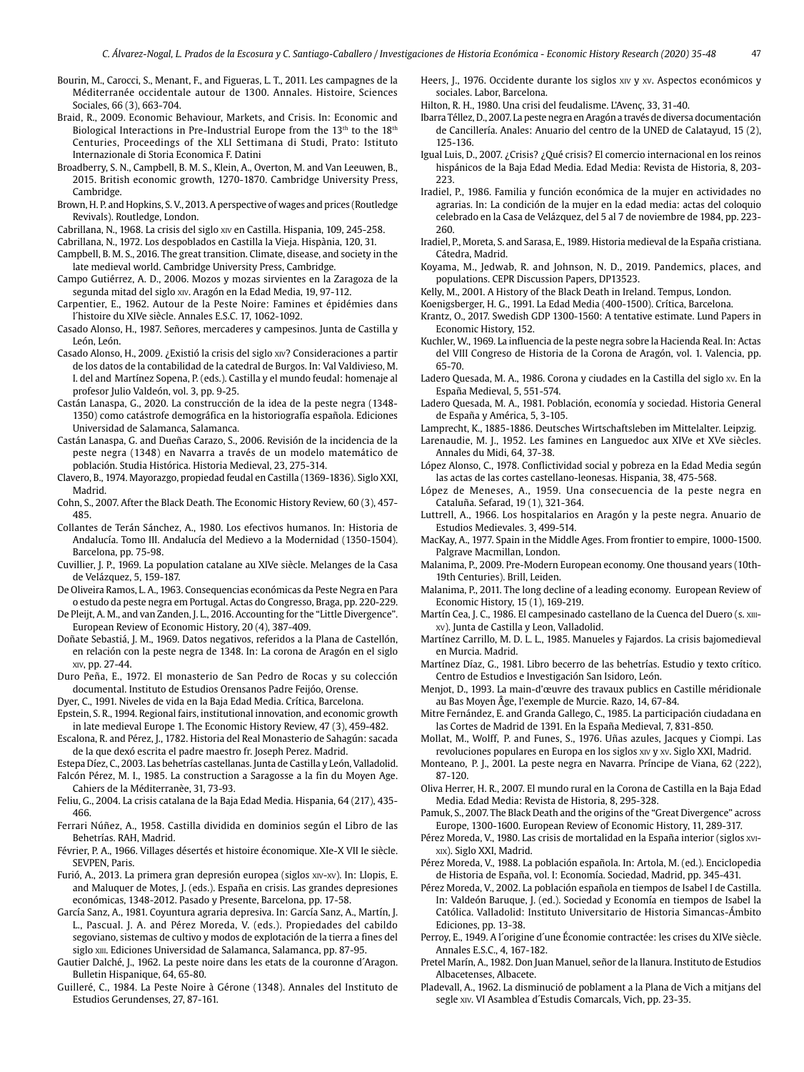Bourin, M., Carocci, S., Menant, F., and Figueras, L. T., 2011. Les campagnes de la Méditerranée occidentale autour de 1300. Annales. Histoire, Sciences Sociales, 66 (3), 663-704.

Braid, R., 2009. Economic Behaviour, Markets, and Crisis. In: Economic and Biological Interactions in Pre-Industrial Europe from the 13th to the 18th Centuries, Proceedings of the XLI Settimana di Studi, Prato: Istituto Internazionale di Storia Economica F. Datini

Broadberry, S. N., Campbell, B. M. S., Klein, A., Overton, M. and Van Leeuwen, B., 2015. British economic growth, 1270-1870. Cambridge University Press, Cambridge.

Brown, H. P. and Hopkins, S. V., 2013. A perspective of wages and prices (Routledge Revivals). Routledge, London.

Cabrillana, N., 1968. La crisis del siglo xiv en Castilla. Hispania, 109, 245-258.

Cabrillana, N., 1972. Los despoblados en Castilla la Vieja. Hispània, 120, 31.

Campbell, B. M. S., 2016. The great transition. Climate, disease, and society in the late medieval world. Cambridge University Press, Cambridge.

Campo Gutiérrez, A. D., 2006. Mozos y mozas sirvientes en la Zaragoza de la segunda mitad del siglo xiv. Aragón en la Edad Media, 19, 97-112.

Carpentier, E., 1962. Autour de la Peste Noire: Famines et épidémies dans l´histoire du XIVe siècle. Annales E.S.C. 17, 1062-1092.

Casado Alonso, H., 1987. Señores, mercaderes y campesinos. Junta de Castilla y León, León.

Casado Alonso, H., 2009. ¿Existió la crisis del siglo xiv? Consideraciones a partir de los datos de la contabilidad de la catedral de Burgos. In: Val Valdivieso, M. I. del and Martínez Sopena, P. (eds.). Castilla y el mundo feudal: homenaje al profesor Julio Valdeón, vol. 3, pp. 9-25.

Castán Lanaspa, G., 2020. La construcción de la idea de la peste negra (1348-1350) como catástrofe demográfica en la historiografía española. Ediciones Universidad de Salamanca, Salamanca.

Castán Lanaspa, G. and Dueñas Carazo, S., 2006. Revisión de la incidencia de la peste negra (1348) en Navarra a través de un modelo matemático de población. Studia Histórica. Historia Medieval, 23, 275-314.

Clavero, B., 1974. Mayorazgo, propiedad feudal en Castilla (1369-1836). Siglo XXI, Madrid.

Cohn, S., 2007. After the Black Death. The Economic History Review, 60 (3), 457-485.

Collantes de Terán Sánchez, A., 1980. Los efectivos humanos. In: Historia de Andalucía. Tomo III. Andalucía del Medievo a la Modernidad (1350-1504). Barcelona, pp. 75-98.

Cuvillier, J. P., 1969. La population catalane au XIVe siècle. Melanges de la Casa de Velázquez, 5, 159-187.

De Oliveira Ramos, L. A., 1963. Consequencias económicas da Peste Negra en Para o estudo da peste negra em Portugal. Actas do Congresso, Braga, pp. 220-229.

De Pleijt, A. M., and van Zanden, J. L., 2016. Accounting for the "Little Divergence". European Review of Economic History, 20 (4), 387-409.

Doñate Sebastiá, J. M., 1969. Datos negativos, referidos a la Plana de Castellón, en relación con la peste negra de 1348. In: La corona de Aragón en el siglo xiv, pp. 27-44.

Duro Peña, E., 1972. El monasterio de San Pedro de Rocas y su colección documental. Instituto de Estudios Orensanos Padre Feijóo, Orense.

Dyer, C., 1991. Niveles de vida en la Baja Edad Media. Crítica, Barcelona.

Epstein, S. R., 1994. Regional fairs, institutional innovation, and economic growth in late medieval Europe 1. The Economic History Review, 47 (3), 459-482.

Escalona, R. and Pérez, J., 1782. Historia del Real Monasterio de Sahagún: sacada de la que dexó escrita el padre maestro fr. Joseph Perez. Madrid.

Estepa Díez, C., 2003. Las behetrías castellanas. Junta de Castilla y León, Valladolid.

Falcón Pérez, M. I., 1985. La construction a Saragosse a la fin du Moyen Age. Cahiers de la Méditerranèe, 31, 73-93.

Feliu, G., 2004. La crisis catalana de la Baja Edad Media. Hispania, 64 (217), 435-466.

Ferrari Núñez, A., 1958. Castilla dividida en dominios según el Libro de las Behetrías. RAH, Madrid.

Février, P. A., 1966. Villages désertés et histoire économique. XIe-X VII Ie siècle. SEVPEN, Paris.

Furió, A., 2013. La primera gran depresión europea (siglos xiv-xv). In: Llopis, E. and Maluquer de Motes, J. (eds.). España en crisis. Las grandes depresiones económicas, 1348-2012. Pasado y Presente, Barcelona, pp. 17-58.

García Sanz, A., 1981. Coyuntura agraria depresiva. In: García Sanz, A., Martín, J. L., Pascual. J. A. and Pérez Moreda, V. (eds.). Propiedades del cabildo segoviano, sistemas de cultivo y modos de explotación de la tierra a fines del siglo xiii. Ediciones Universidad de Salamanca, Salamanca, pp. 87-95.

Gautier Dalché, J., 1962. La peste noire dans les etats de la couronne d´Aragon. Bulletin Hispanique, 64, 65-80.

Guilleré, C., 1984. La Peste Noire à Gérone (1348). Annales del Instituto de Estudios Gerundenses, 27, 87-161.

Heers, J., 1976. Occidente durante los siglos xiv y xv. Aspectos económicos y sociales. Labor, Barcelona.

Hilton, R. H., 1980. Una crisi del feudalisme. L'Avenç, 33, 31-40.

Ibarra Téllez, D., 2007. La peste negra en Aragón a través de diversa documentación de Cancillería. Anales: Anuario del centro de la UNED de Calatayud, 15 (2), 125-136.

Igual Luis, D., 2007. ¿Crisis? ¿Qué crisis? El comercio internacional en los reinos hispánicos de la Baja Edad Media. Edad Media: Revista de Historia, 8, 203-223.

Iradiel, P., 1986. Familia y función económica de la mujer en actividades no agrarias. In: La condición de la mujer en la edad media: actas del coloquio celebrado en la Casa de Velázquez, del 5 al 7 de noviembre de 1984, pp. 223-260.

Iradiel, P., Moreta, S. and Sarasa, E., 1989. Historia medieval de la España cristiana. Cátedra, Madrid.

Koyama, M., Jedwab, R. and Johnson, N. D., 2019. Pandemics, places, and populations. CEPR Discussion Papers, DP13523.

Kelly, M., 2001. A History of the Black Death in Ireland. Tempus, London.

Koenigsberger, H. G., 1991. La Edad Media (400-1500). Crítica, Barcelona.

Krantz, O., 2017. Swedish GDP 1300-1560: A tentative estimate. Lund Papers in Economic History, 152.

Kuchler, W., 1969. La influencia de la peste negra sobre la Hacienda Real. In: Actas del VIII Congreso de Historia de la Corona de Aragón, vol. 1. Valencia, pp. 65-70.

Ladero Quesada, M. A., 1986. Corona y ciudades en la Castilla del siglo xv. En la España Medieval, 5, 551-574.

Ladero Quesada, M. A., 1981. Población, economía y sociedad. Historia General de España y América, 5, 3-105.

Lamprecht, K., 1885-1886. Deutsches Wirtschaftsleben im Mittelalter. Leipzig.

Larenaudie, M. J., 1952. Les famines en Languedoc aux XIVe et XVe siècles. Annales du Midi, 64, 37-38.

López Alonso, C., 1978. Conflictividad social y pobreza en la Edad Media según las actas de las cortes castellano-leonesas. Hispania, 38, 475-568.

López de Meneses, A., 1959. Una consecuencia de la peste negra en Cataluña. Sefarad, 19 (1), 321-364.

Luttrell, A., 1966. Los hospitalarios en Aragón y la peste negra. Anuario de Estudios Medievales. 3, 499-514.

MacKay, A., 1977. Spain in the Middle Ages. From frontier to empire, 1000-1500. Palgrave Macmillan, London.

Malanima, P., 2009. Pre-Modern European economy. One thousand years (10th-19th Centuries). Brill, Leiden.

Malanima, P., 2011. The long decline of a leading economy. European Review of Economic History, 15 (1), 169-219.

Martín Cea, J. C., 1986. El campesinado castellano de la Cuenca del Duero (s. xiii-xv). Junta de Castilla y Leon, Valladolid.

Martínez Carrillo, M. D. L. L., 1985. Manueles y Fajardos. La crisis bajomedieval en Murcia. Madrid.

Martínez Díaz, G., 1981. Libro becerro de las behetrías. Estudio y texto crítico. Centro de Estudios e Investigación San Isidoro, León.

Menjot, D., 1993. La main-d'œuvre des travaux publics en Castille méridionale au Bas Moyen Âge, l'exemple de Murcie. Razo, 14, 67-84.

Mitre Fernández, E. and Granda Gallego, C., 1985. La participación ciudadana en las Cortes de Madrid de 1391. En la España Medieval, 7, 831-850.

Mollat, M., Wolff, P. and Funes, S., 1976. Uñas azules, Jacques y Ciompi. Las revoluciones populares en Europa en los siglos xiv y xv. Siglo XXI, Madrid.

Monteano, P. J., 2001. La peste negra en Navarra. Príncipe de Viana, 62 (222), 87-120.

Oliva Herrer, H. R., 2007. El mundo rural en la Corona de Castilla en la Baja Edad Media. Edad Media: Revista de Historia, 8, 295-328.

Pamuk, S., 2007. The Black Death and the origins of the "Great Divergence" across Europe, 1300-1600. European Review of Economic History, 11, 289-317.

Pérez Moreda, V., 1980. Las crisis de mortalidad en la España interior (siglos xvi-xix). Siglo XXI, Madrid.

Pérez Moreda, V., 1988. La población española. In: Artola, M. (ed.). Enciclopedia de Historia de España, vol. I: Economía. Sociedad, Madrid, pp. 345-431.

Pérez Moreda, V., 2002. La población española en tiempos de Isabel I de Castilla. In: Valdeón Baruque, J. (ed.). Sociedad y Economía en tiempos de Isabel la Católica. Valladolid: Instituto Universitario de Historia Simancas-Ámbito Ediciones, pp. 13-38.

Perroy, E., 1949. A l´origine d´une Économie contractée: les crises du XIVe siècle. Annales E.S.C., 4, 167-182.

Pretel Marín, A., 1982. Don Juan Manuel, señor de la llanura. Instituto de Estudios Albacetenses, Albacete.

Pladevall, A., 1962. La disminució de poblament a la Plana de Vich a mitjans del segle xiv. VI Asamblea d´Estudis Comarcals, Vich, pp. 23-35.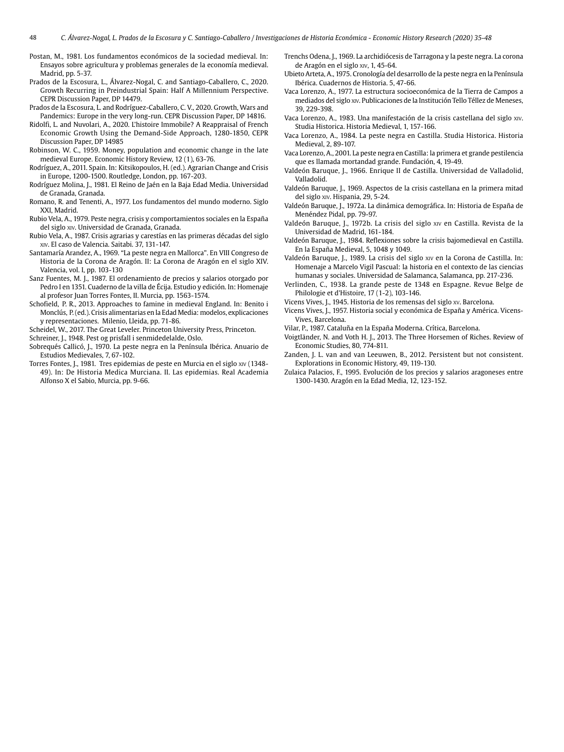Postan, M., 1981. Los fundamentos económicos de la sociedad medieval. In: Ensayos sobre agricultura y problemas generales de la economía medieval. Madrid, pp. 5-37.

Prados de la Escosura, L., Álvarez-Nogal, C. and Santiago-Caballero, C., 2020. Growth Recurring in Preindustrial Spain: Half A Millennium Perspective. CEPR Discussion Paper, DP 14479.

Prados de la Escosura, L. and Rodríguez-Caballero, C. V., 2020. Growth, Wars and Pandemics: Europe in the very long-run. CEPR Discussion Paper, DP 14816.

Ridolfi, L. and Nuvolari, A., 2020. L'histoire Immobile? A Reappraisal of French Economic Growth Using the Demand-Side Approach, 1280-1850, CEPR Discussion Paper, DP 14985

Robinson, W. C., 1959. Money, population and economic change in the late medieval Europe. Economic History Review, 12 (1), 63-76.

Rodríguez, A., 2011. Spain. In: Kitsikopoulos, H. (ed.). Agrarian Change and Crisis in Europe, 1200-1500. Routledge, London, pp. 167-203.

Rodríguez Molina, J., 1981. El Reino de Jaén en la Baja Edad Media. Universidad de Granada, Granada.

Romano, R. and Tenenti, A., 1977. Los fundamentos del mundo moderno. Siglo XXI, Madrid.

Rubio Vela, A., 1979. Peste negra, crisis y comportamientos sociales en la España del siglo XIV. Universidad de Granada, Granada.

Rubio Vela, A., 1987. Crisis agrarias y carestías en las primeras décadas del siglo XIV. El caso de Valencia. Saitabi. 37, 131-147.

Santamaría Arandez, A., 1969. "La peste negra en Mallorca". En VIII Congreso de Historia de la Corona de Aragón. II: La Corona de Aragón en el siglo XIV. Valencia, vol. I, pp. 103-130

Sanz Fuentes, M. J., 1987. El ordenamiento de precios y salarios otorgado por Pedro I en 1351. Cuaderno de la villa de Écija. Estudio y edición. In: Homenaje al profesor Juan Torres Fontes, II. Murcia, pp. 1563-1574.

Schofield, P. R., 2013. Approaches to famine in medieval England. In: Benito i Monclús, P. (ed.). Crisis alimentarias en la Edad Media: modelos, explicaciones y representaciones. Milenio, Lleida, pp. 71-86.

Scheidel, W., 2017. The Great Leveler. Princeton University Press, Princeton.

Schreiner, J., 1948. Pest og prisfall i senmiddelalde, Oslo.

Sobrequés Callicó, J., 1970. La peste negra en la Península Ibérica. Anuario de Estudios Medievales, 7, 67-102.

Torres Fontes, J., 1981. Tres epidemias de peste en Murcia en el siglo XIV (1348-49). In: De Historia Medica Murciana. II. Las epidemias. Real Academia Alfonso X el Sabio, Murcia, pp. 9-66.

Trenchs Odena, J., 1969. La archidiócesis de Tarragona y la peste negra. La corona de Aragón en el siglo XIV, 1, 45-64.

Ubieto Arteta, A., 1975. Cronología del desarrollo de la peste negra en la Península Ibérica. Cuadernos de Historia. 5, 47-66.

Vaca Lorenzo, A., 1977. La estructura socioeconómica de la Tierra de Campos a mediados del siglo XIV. Publicaciones de la Institución Tello Téllez de Meneses, 39, 229-398.

Vaca Lorenzo, A., 1983. Una manifestación de la crisis castellana del siglo XIV. Studia Historica. Historia Medieval, 1, 157-166.

Vaca Lorenzo, A., 1984. La peste negra en Castilla. Studia Historica. Historia Medieval, 2, 89-107.

Vaca Lorenzo, A., 2001. La peste negra en Castilla: la primera et grande pestilencia que es llamada mortandad grande. Fundación, 4, 19-49.

Valdeón Baruque, J., 1966. Enrique II de Castilla. Universidad de Valladolid, Valladolid.

Valdeón Baruque, J., 1969. Aspectos de la crisis castellana en la primera mitad del siglo XIV. Hispania, 29, 5-24.

Valdeón Baruque, J., 1972a. La dinámica demográfica. In: Historia de España de Menéndez Pidal, pp. 79-97.

Valdeón Baruque, J., 1972b. La crisis del siglo XIV en Castilla. Revista de la Universidad de Madrid, 161-184.

Valdeón Baruque, J., 1984. Reflexiones sobre la crisis bajomedieval en Castilla. En la España Medieval, 5, 1048 y 1049.

Valdeón Baruque, J., 1989. La crisis del siglo XIV en la Corona de Castilla. In: Homenaje a Marcelo Vigil Pascual: la historia en el contexto de las ciencias humanas y sociales. Universidad de Salamanca, Salamanca, pp. 217-236.

Verlinden, C., 1938. La grande peste de 1348 en Espagne. Revue Belge de Philologie et d'Histoire, 17 (1-2), 103-146.

Vicens Vives, J., 1945. Historia de los remensas del siglo XV. Barcelona.

Vicens Vives, J., 1957. Historia social y económica de España y América. Vicens-Vives, Barcelona.

Vilar, P., 1987. Cataluña en la España Moderna. Crítica, Barcelona.

Voigtländer, N. and Voth H. J., 2013. The Three Horsemen of Riches. Review of Economic Studies, 80, 774-811.

Zanden, J. L. van and van Leeuwen, B., 2012. Persistent but not consistent. Explorations in Economic History, 49, 119-130.

Zulaica Palacios, F., 1995. Evolución de los precios y salarios aragoneses entre 1300-1430. Aragón en la Edad Media, 12, 123-152.